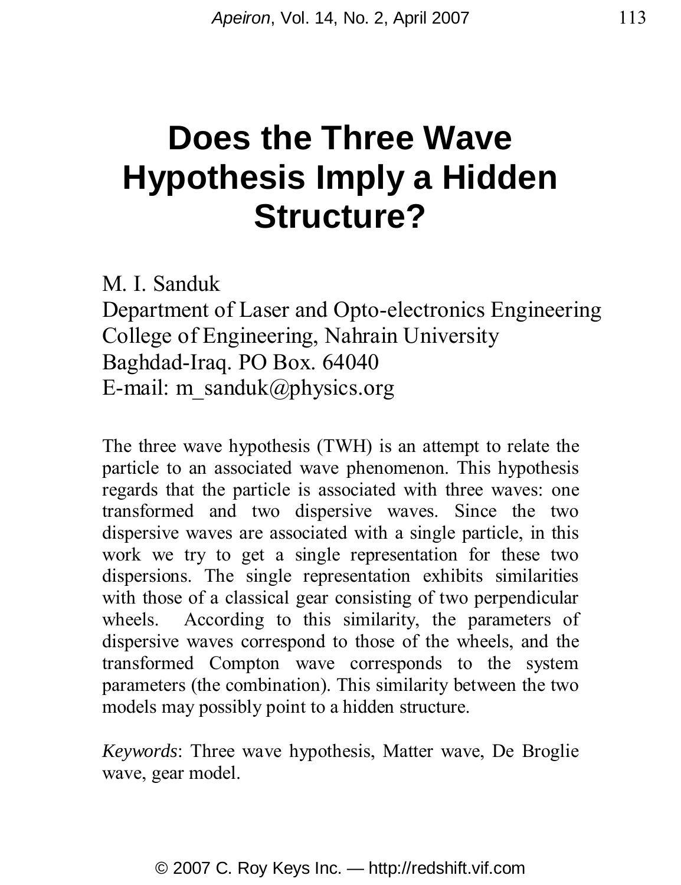# Does the Three Wave Hypothesis Imply a Hidden Structure?

M. I. Sanduk
Department of Laser and Opto-electronics Engineering
College of Engineering, Nahrain University
Baghdad-Iraq. PO Box. 64040
E-mail: m_sanduk@physics.org

The three wave hypothesis (TWH) is an attempt to relate the particle to an associated wave phenomenon. This hypothesis regards that the particle is associated with three waves: one transformed and two dispersive waves. Since the two dispersive waves are associated with a single particle, in this work we try to get a single representation for these two dispersions. The single representation exhibits similarities with those of a classical gear consisting of two perpendicular wheels. According to this similarity, the parameters of dispersive waves correspond to those of the wheels, and the transformed Compton wave corresponds to the system parameters (the combination). This similarity between the two models may possibly point to a hidden structure.

*Keywords*: Three wave hypothesis, Matter wave, De Broglie wave, gear model.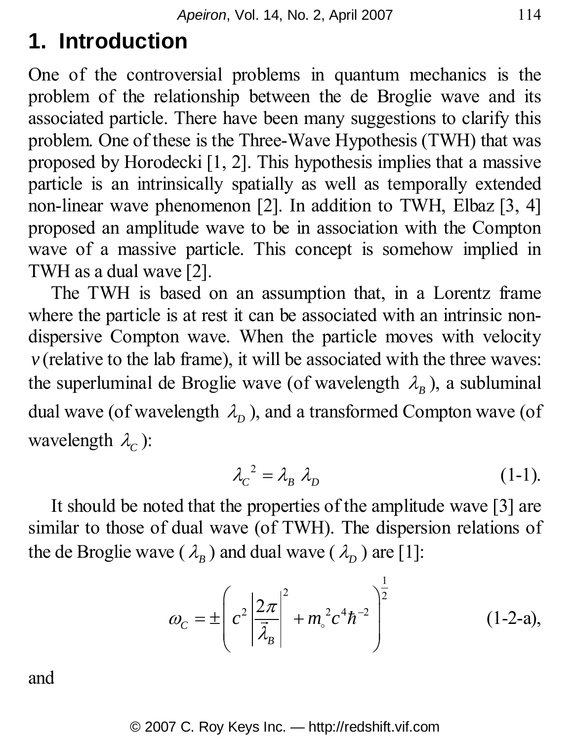# 1. Introduction

One of the controversial problems in quantum mechanics is the problem of the relationship between the de Broglie wave and its associated particle. There have been many suggestions to clarify this problem. One of these is the Three-Wave Hypothesis (TWH) that was proposed by Horodecki [1, 2]. This hypothesis implies that a massive particle is an intrinsically spatially as well as temporally extended non-linear wave phenomenon [2]. In addition to TWH, Elbaz [3, 4] proposed an amplitude wave to be in association with the Compton wave of a massive particle. This concept is somehow implied in TWH as a dual wave [2].

The TWH is based on an assumption that, in a Lorentz frame where the particle is at rest it can be associated with an intrinsic non-dispersive Compton wave. When the particle moves with velocity $v$ (relative to the lab frame), it will be associated with the three waves: the superluminal de Broglie wave (of wavelength $\lambda_B$), a subluminal dual wave (of wavelength $\lambda_D$), and a transformed Compton wave (of wavelength $\lambda_C$):

$$\lambda_C{}^2 = \lambda_B \, \lambda_D \qquad \text{(1-1).}$$

It should be noted that the properties of the amplitude wave [3] are similar to those of dual wave (of TWH). The dispersion relations of the de Broglie wave ($\lambda_B$) and dual wave ($\lambda_D$) are [1]:

$$\omega_C = \pm\left( c^2 \left| \frac{2\pi}{\vec{\lambda}_B} \right|^2 + m_\circ{}^2 c^4 \hbar^{-2} \right)^{\frac{1}{2}} \qquad \text{(1-2-a),}$$

and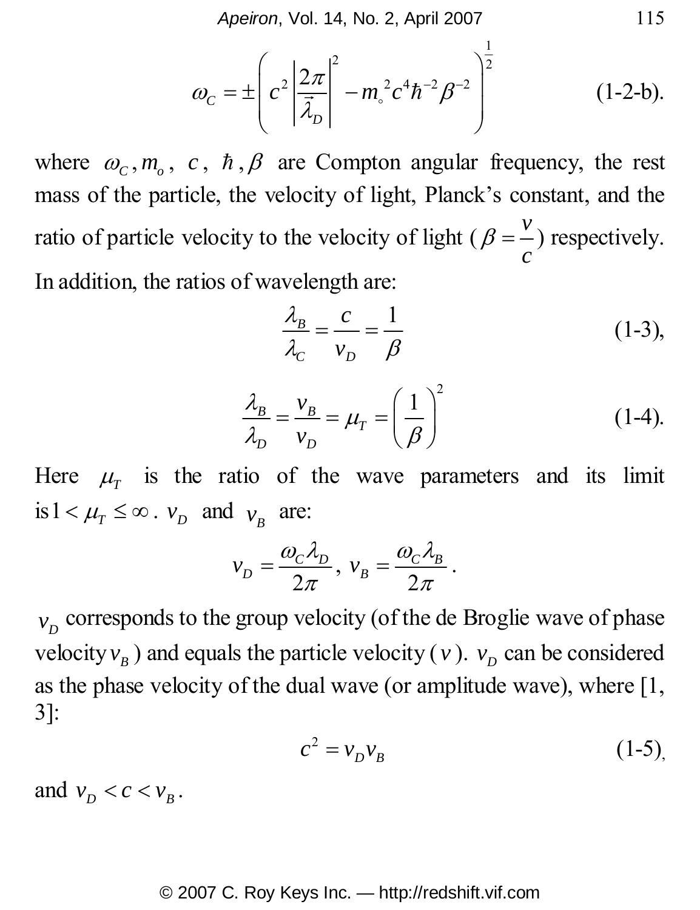$$\omega_C = \pm \left( c^2 \left| \frac{2\pi}{\vec{\lambda}_D} \right|^2 - m_\circ^{\,2} c^4 \hbar^{-2} \beta^{-2} \right)^{\frac{1}{2}} \qquad \text{(1-2-b).}$$

where $\omega_C, m_o$, $c$, $\hbar, \beta$ are Compton angular frequency, the rest mass of the particle, the velocity of light, Planck's constant, and the ratio of particle velocity to the velocity of light ($\beta = \frac{v}{c}$) respectively. In addition, the ratios of wavelength are:

$$\frac{\lambda_B}{\lambda_C} = \frac{c}{v_D} = \frac{1}{\beta} \qquad \text{(1-3),}$$

$$\frac{\lambda_B}{\lambda_D} = \frac{v_B}{v_D} = \mu_T = \left( \frac{1}{\beta} \right)^2 \qquad \text{(1-4).}$$

Here $\mu_T$ is the ratio of the wave parameters and its limit is $1 < \mu_T \leq \infty$. $v_D$ and $v_B$ are:

$$v_D = \frac{\omega_C \lambda_D}{2\pi}, \; v_B = \frac{\omega_C \lambda_B}{2\pi}.$$

$v_D$ corresponds to the group velocity (of the de Broglie wave of phase velocity $v_B$) and equals the particle velocity ($v$). $v_D$ can be considered as the phase velocity of the dual wave (or amplitude wave), where [1, 3]:

$$c^2 = v_D v_B \qquad \text{(1-5),}$$

and $v_D < c < v_B$.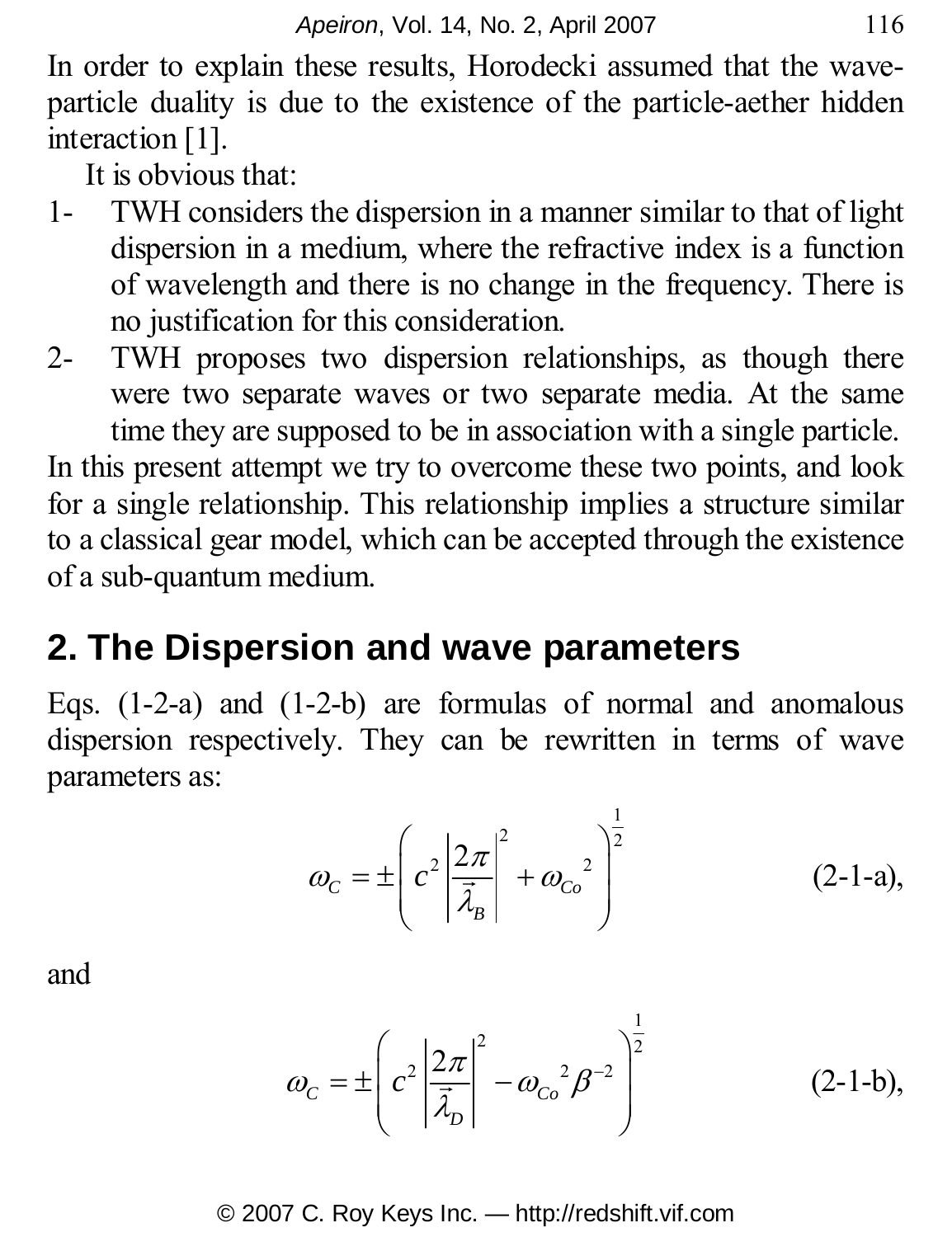In order to explain these results, Horodecki assumed that the wave-particle duality is due to the existence of the particle-aether hidden interaction [1].

It is obvious that:

1- TWH considers the dispersion in a manner similar to that of light dispersion in a medium, where the refractive index is a function of wavelength and there is no change in the frequency. There is no justification for this consideration.
2- TWH proposes two dispersion relationships, as though there were two separate waves or two separate media. At the same time they are supposed to be in association with a single particle.

In this present attempt we try to overcome these two points, and look for a single relationship. This relationship implies a structure similar to a classical gear model, which can be accepted through the existence of a sub-quantum medium.

## 2. The Dispersion and wave parameters

Eqs. (1-2-a) and (1-2-b) are formulas of normal and anomalous dispersion respectively. They can be rewritten in terms of wave parameters as:

$$\omega_C = \pm\left( c^2 \left|\frac{2\pi}{\vec{\lambda}_B}\right|^2 + \omega_{Co}{}^2 \right)^{\frac{1}{2}} \qquad \text{(2-1-a)},$$

and

$$\omega_C = \pm\left( c^2 \left|\frac{2\pi}{\vec{\lambda}_D}\right|^2 - \omega_{Co}{}^2 \beta^{-2} \right)^{\frac{1}{2}} \qquad \text{(2-1-b)},$$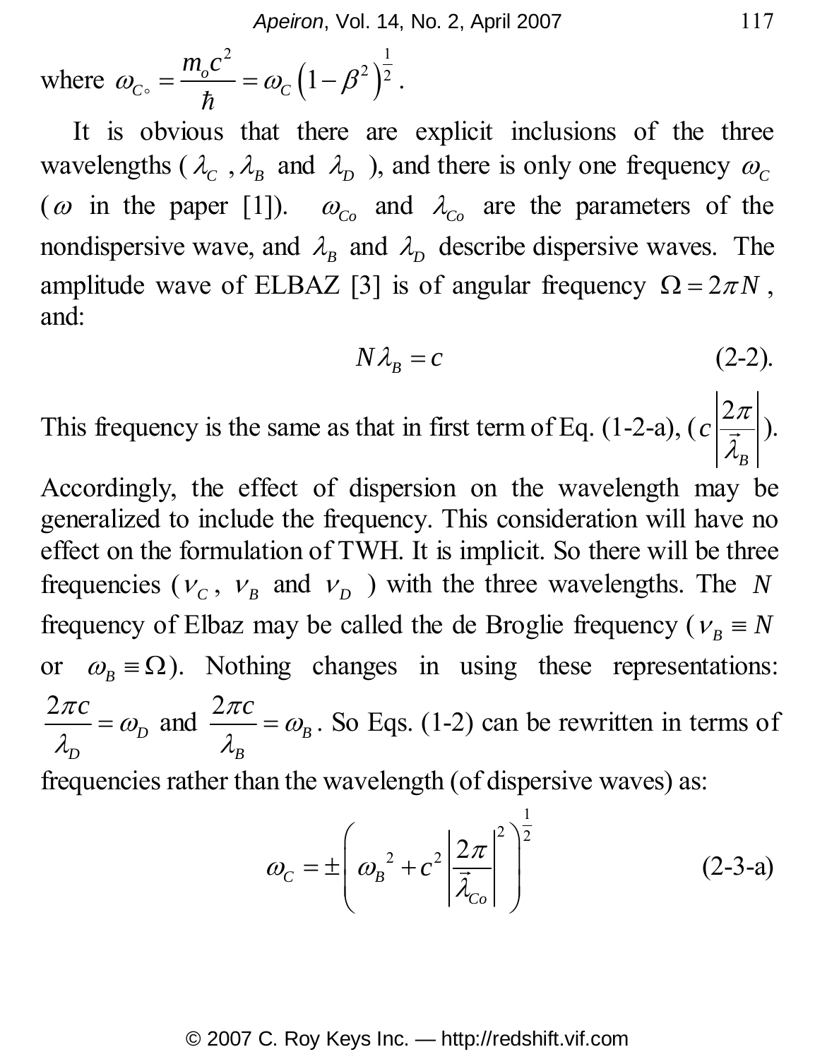where $\omega_{C\circ} = \frac{m_o c^2}{\hbar} = \omega_C \left(1-\beta^2\right)^{\frac{1}{2}}$.

It is obvious that there are explicit inclusions of the three wavelengths ($\lambda_C$ , $\lambda_B$ and $\lambda_D$ ), and there is only one frequency $\omega_C$ ($\omega$ in the paper [1]). $\omega_{Co}$ and $\lambda_{Co}$ are the parameters of the nondispersive wave, and $\lambda_B$ and $\lambda_D$ describe dispersive waves. The amplitude wave of ELBAZ [3] is of angular frequency $\Omega = 2\pi N$ , and:

$$N\lambda_B = c \tag{2-2}$$

This frequency is the same as that in first term of Eq. (1-2-a), ($c\left|\frac{2\pi}{\vec{\lambda}_B}\right|$).

Accordingly, the effect of dispersion on the wavelength may be generalized to include the frequency. This consideration will have no effect on the formulation of TWH. It is implicit. So there will be three frequencies ($\nu_C$ , $\nu_B$ and $\nu_D$ ) with the three wavelengths. The $N$ frequency of Elbaz may be called the de Broglie frequency ($\nu_B \equiv N$ or $\omega_B \equiv \Omega$). Nothing changes in using these representations: $\frac{2\pi c}{\lambda_D} = \omega_D$ and $\frac{2\pi c}{\lambda_B} = \omega_B$. So Eqs. (1-2) can be rewritten in terms of frequencies rather than the wavelength (of dispersive waves) as:

$$\omega_C = \pm\left(\omega_B{}^2 + c^2\left|\frac{2\pi}{\vec{\lambda}_{Co}}\right|^2\right)^{\frac{1}{2}} \tag{2-3-a}$$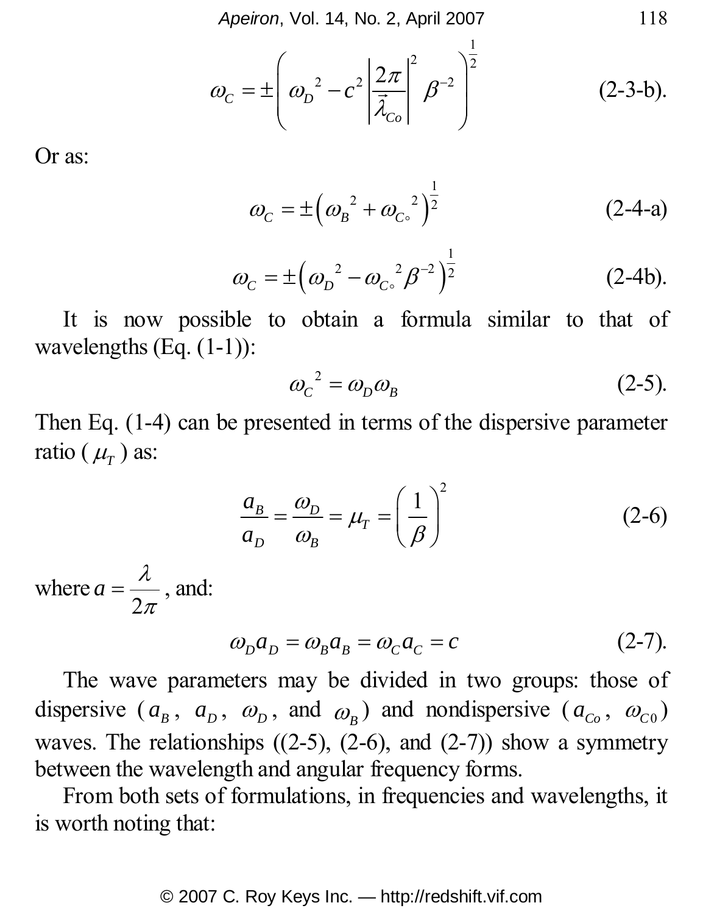$$\omega_C = \pm\left(\omega_D{}^2 - c^2\left|\frac{2\pi}{\vec{\lambda}_{Co}}\right|^2\beta^{-2}\right)^{\frac{1}{2}} \tag{2-3-b}$$

Or as:

$$\omega_C = \pm\left(\omega_B{}^2 + \omega_{C\circ}{}^2\right)^{\frac{1}{2}} \tag{2-4-a}$$

$$\omega_C = \pm\left(\omega_D{}^2 - \omega_{C\circ}{}^2\beta^{-2}\right)^{\frac{1}{2}} \tag{2-4b}$$

It is now possible to obtain a formula similar to that of wavelengths (Eq. (1-1)):

$$\omega_C{}^2 = \omega_D\omega_B \tag{2-5}$$

Then Eq. (1-4) can be presented in terms of the dispersive parameter ratio ($\mu_T$) as:

$$\frac{a_B}{a_D} = \frac{\omega_D}{\omega_B} = \mu_T = \left(\frac{1}{\beta}\right)^2 \tag{2-6}$$

where $a = \dfrac{\lambda}{2\pi}$, and:

$$\omega_D a_D = \omega_B a_B = \omega_C a_C = c \tag{2-7}$$

The wave parameters may be divided in two groups: those of dispersive ($a_B$, $a_D$, $\omega_D$, and $\omega_B$) and nondispersive ($a_{Co}$, $\omega_{C0}$) waves. The relationships ((2-5), (2-6), and (2-7)) show a symmetry between the wavelength and angular frequency forms.

From both sets of formulations, in frequencies and wavelengths, it is worth noting that: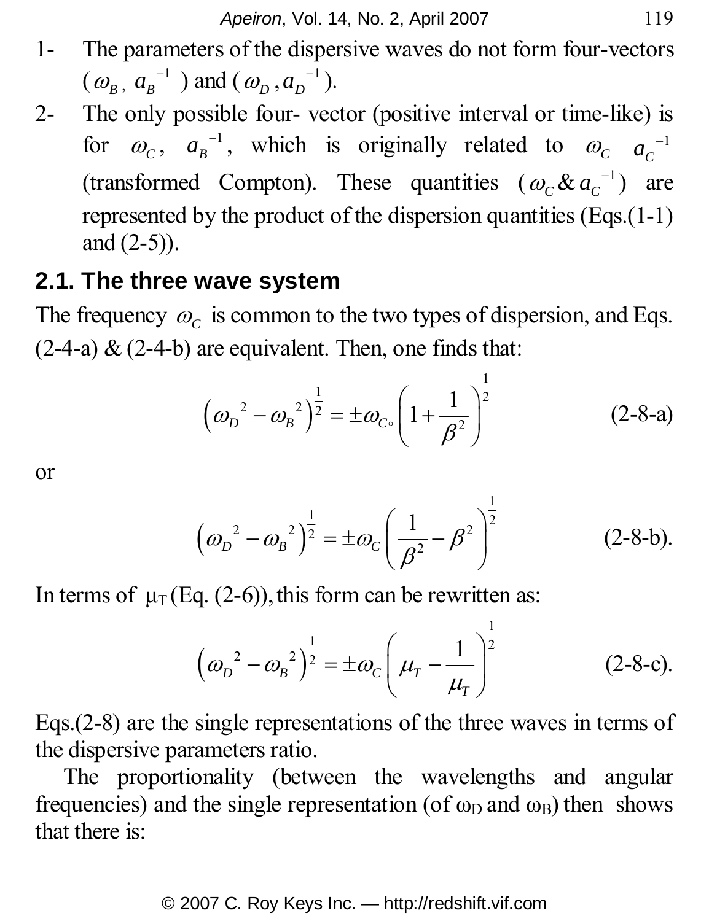1- The parameters of the dispersive waves do not form four-vectors ($\omega_B$, $a_B^{-1}$) and ($\omega_D$, $a_D^{-1}$).

2- The only possible four- vector (positive interval or time-like) is for $\omega_C$, $a_B^{-1}$, which is originally related to $\omega_C$ $a_C^{-1}$ (transformed Compton). These quantities ($\omega_C$ & $a_C^{-1}$) are represented by the product of the dispersion quantities (Eqs.(1-1) and (2-5)).

## 2.1. The three wave system

The frequency $\omega_C$ is common to the two types of dispersion, and Eqs. (2-4-a) & (2-4-b) are equivalent. Then, one finds that:

$$\left(\omega_D^{\ 2} - \omega_B^{\ 2}\right)^{\frac{1}{2}} = \pm\omega_{C\circ}\left(1 + \frac{1}{\beta^2}\right)^{\frac{1}{2}} \qquad \text{(2-8-a)}$$

or

$$\left(\omega_D^{\ 2} - \omega_B^{\ 2}\right)^{\frac{1}{2}} = \pm\omega_C\left(\frac{1}{\beta^2} - \beta^2\right)^{\frac{1}{2}} \qquad \text{(2-8-b).}$$

In terms of $\mu_T$ (Eq. (2-6)), this form can be rewritten as:

$$\left(\omega_D^{\ 2} - \omega_B^{\ 2}\right)^{\frac{1}{2}} = \pm\omega_C\left(\mu_T - \frac{1}{\mu_T}\right)^{\frac{1}{2}} \qquad \text{(2-8-c).}$$

Eqs.(2-8) are the single representations of the three waves in terms of the dispersive parameters ratio.

The proportionality (between the wavelengths and angular frequencies) and the single representation (of $\omega_D$ and $\omega_B$) then shows that there is: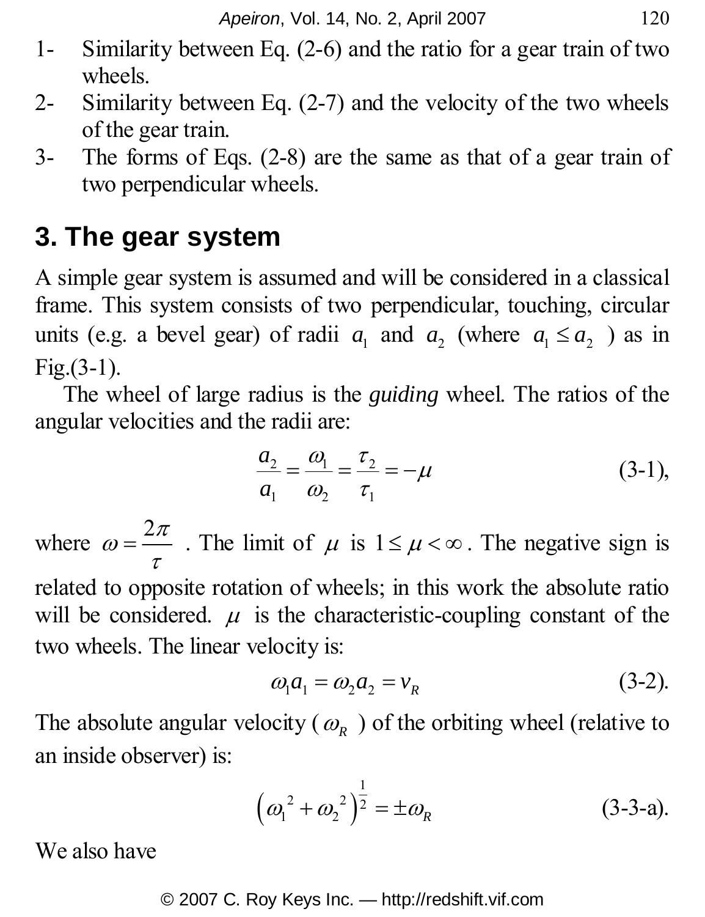1- Similarity between Eq. (2-6) and the ratio for a gear train of two wheels.
2- Similarity between Eq. (2-7) and the velocity of the two wheels of the gear train.
3- The forms of Eqs. (2-8) are the same as that of a gear train of two perpendicular wheels.

## 3. The gear system

A simple gear system is assumed and will be considered in a classical frame. This system consists of two perpendicular, touching, circular units (e.g. a bevel gear) of radii $a_1$ and $a_2$ (where $a_1 \leq a_2$ ) as in Fig.(3-1).

The wheel of large radius is the *guiding* wheel. The ratios of the angular velocities and the radii are:

$$\frac{a_2}{a_1} = \frac{\omega_1}{\omega_2} = \frac{\tau_2}{\tau_1} = -\mu \qquad (3\text{-}1),$$

where $\omega = \frac{2\pi}{\tau}$ . The limit of $\mu$ is $1 \leq \mu < \infty$. The negative sign is related to opposite rotation of wheels; in this work the absolute ratio will be considered. $\mu$ is the characteristic-coupling constant of the two wheels. The linear velocity is:

$$\omega_1 a_1 = \omega_2 a_2 = v_R \qquad (3\text{-}2).$$

The absolute angular velocity ( $\omega_R$ ) of the orbiting wheel (relative to an inside observer) is:

$$\left(\omega_1{}^2 + \omega_2{}^2\right)^{\frac{1}{2}} = \pm\omega_R \qquad (3\text{-}3\text{-}a).$$

We also have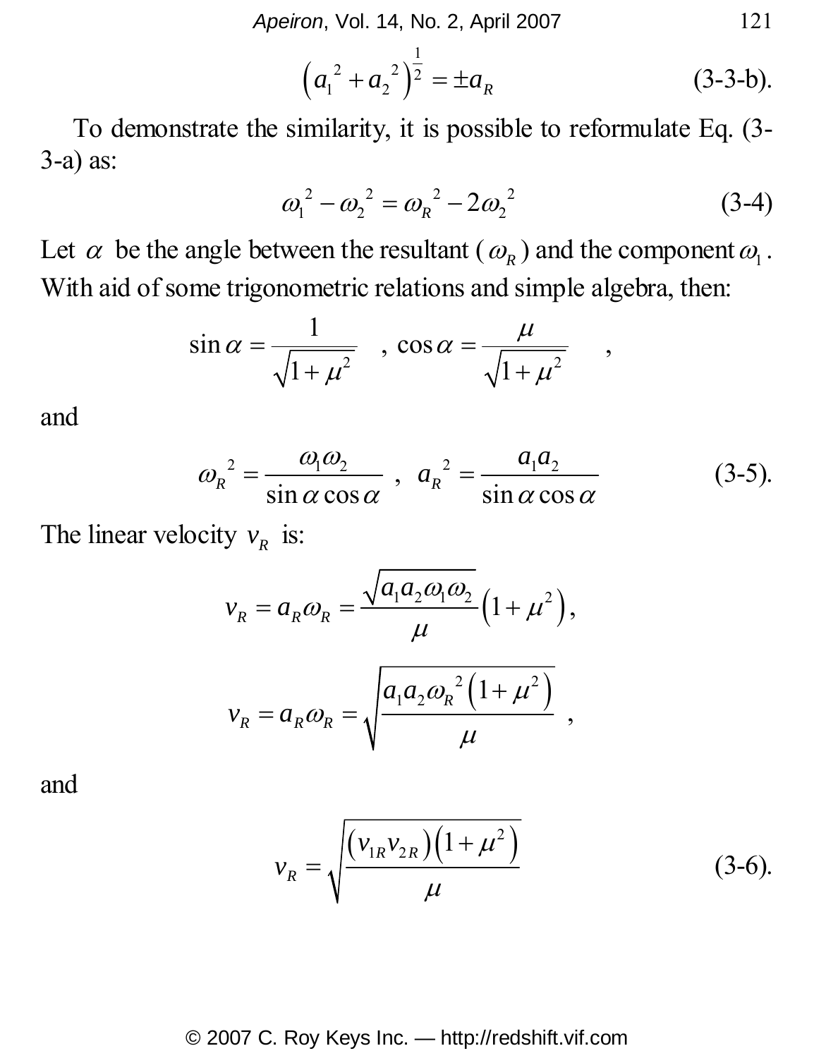$$\left(a_1^{\ 2}+a_2^{\ 2}\right)^{\frac{1}{2}}=\pm a_R \tag{3-3-b}$$

To demonstrate the similarity, it is possible to reformulate Eq. (3-3-a) as:

$$\omega_1^{\ 2}-\omega_2^{\ 2}=\omega_R^{\ 2}-2\omega_2^{\ 2} \tag{3-4}$$

Let $\alpha$ be the angle between the resultant ($\omega_R$) and the component $\omega_1$. With aid of some trigonometric relations and simple algebra, then:

$$\sin\alpha=\frac{1}{\sqrt{1+\mu^2}} \quad , \ \cos\alpha=\frac{\mu}{\sqrt{1+\mu^2}} \quad ,$$

and

$$\omega_R^{\ 2}=\frac{\omega_1\omega_2}{\sin\alpha\cos\alpha} \ , \ \ a_R^{\ 2}=\frac{a_1a_2}{\sin\alpha\cos\alpha} \tag{3-5}$$

The linear velocity $v_R$ is:

$$v_R=a_R\omega_R=\frac{\sqrt{a_1a_2\omega_1\omega_2}}{\mu}\left(1+\mu^2\right),$$

$$v_R=a_R\omega_R=\sqrt{\frac{a_1a_2\omega_R^{\ 2}\left(1+\mu^2\right)}{\mu}} \ ,$$

and

$$v_R=\sqrt{\frac{\left(v_{1R}v_{2R}\right)\left(1+\mu^2\right)}{\mu}} \tag{3-6}$$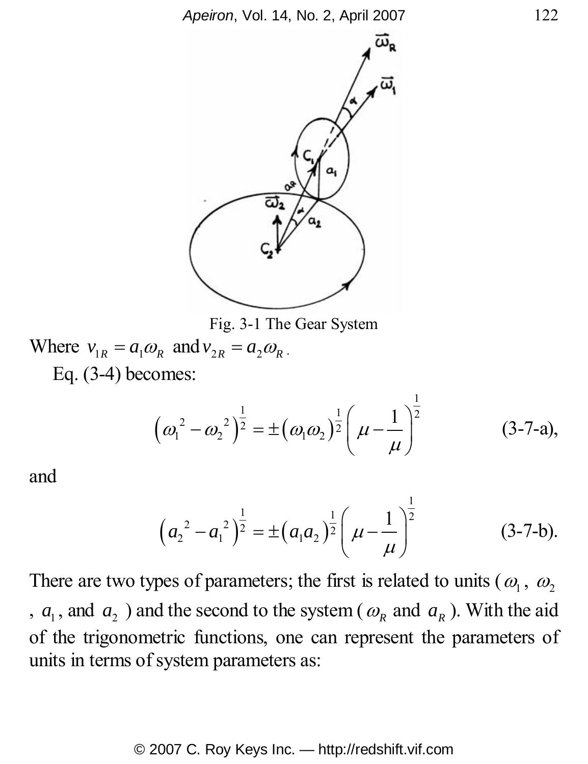Fig. 3-1 The Gear System

Where $v_{1R} = a_1\omega_R$ and $v_{2R} = a_2\omega_R$.

Eq. (3-4) becomes:

$$\left(\omega_1^{\ 2} - \omega_2^{\ 2}\right)^{\frac{1}{2}} = \pm\left(\omega_1\omega_2\right)^{\frac{1}{2}}\left(\mu - \frac{1}{\mu}\right)^{\frac{1}{2}} \qquad \text{(3-7-a)},$$

and

$$\left(a_2^{\ 2} - a_1^{\ 2}\right)^{\frac{1}{2}} = \pm\left(a_1a_2\right)^{\frac{1}{2}}\left(\mu - \frac{1}{\mu}\right)^{\frac{1}{2}} \qquad \text{(3-7-b)}.$$

There are two types of parameters; the first is related to units ($\omega_1$, $\omega_2$, $a_1$, and $a_2$ ) and the second to the system ( $\omega_R$ and $a_R$ ). With the aid of the trigonometric functions, one can represent the parameters of units in terms of system parameters as: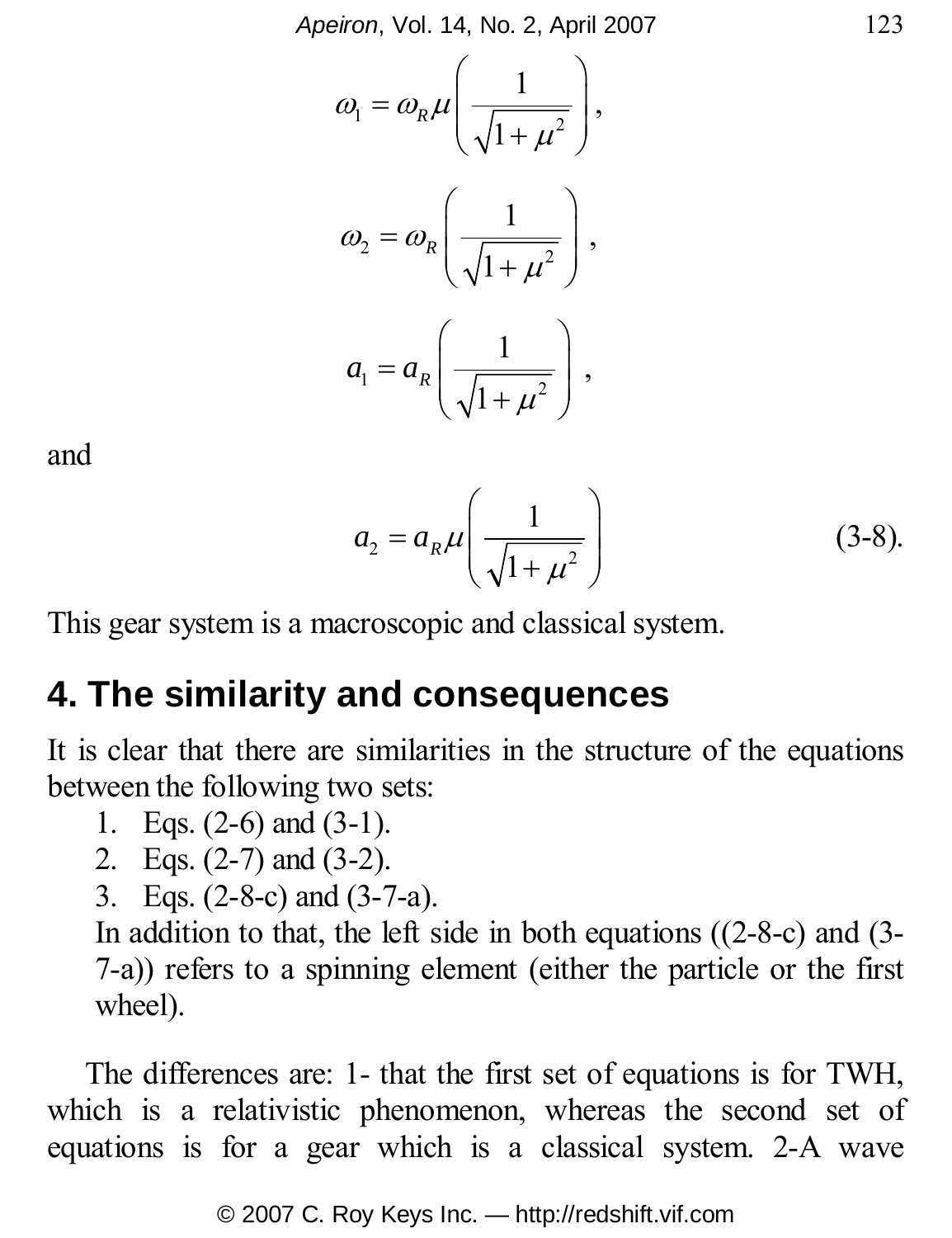$$\omega_1 = \omega_R \mu \left( \frac{1}{\sqrt{1+\mu^2}} \right),$$

$$\omega_2 = \omega_R \left( \frac{1}{\sqrt{1+\mu^2}} \right),$$

$$a_1 = a_R \left( \frac{1}{\sqrt{1+\mu^2}} \right),$$

and

$$a_2 = a_R \mu \left( \frac{1}{\sqrt{1+\mu^2}} \right) \quad (3\text{-}8).$$

This gear system is a macroscopic and classical system.

## 4. The similarity and consequences

It is clear that there are similarities in the structure of the equations between the following two sets:

1. Eqs. (2-6) and (3-1).
2. Eqs. (2-7) and (3-2).
3. Eqs. (2-8-c) and (3-7-a).

   In addition to that, the left side in both equations ((2-8-c) and (3-7-a)) refers to a spinning element (either the particle or the first wheel).

The differences are: 1- that the first set of equations is for TWH, which is a relativistic phenomenon, whereas the second set of equations is for a gear which is a classical system. 2-A wave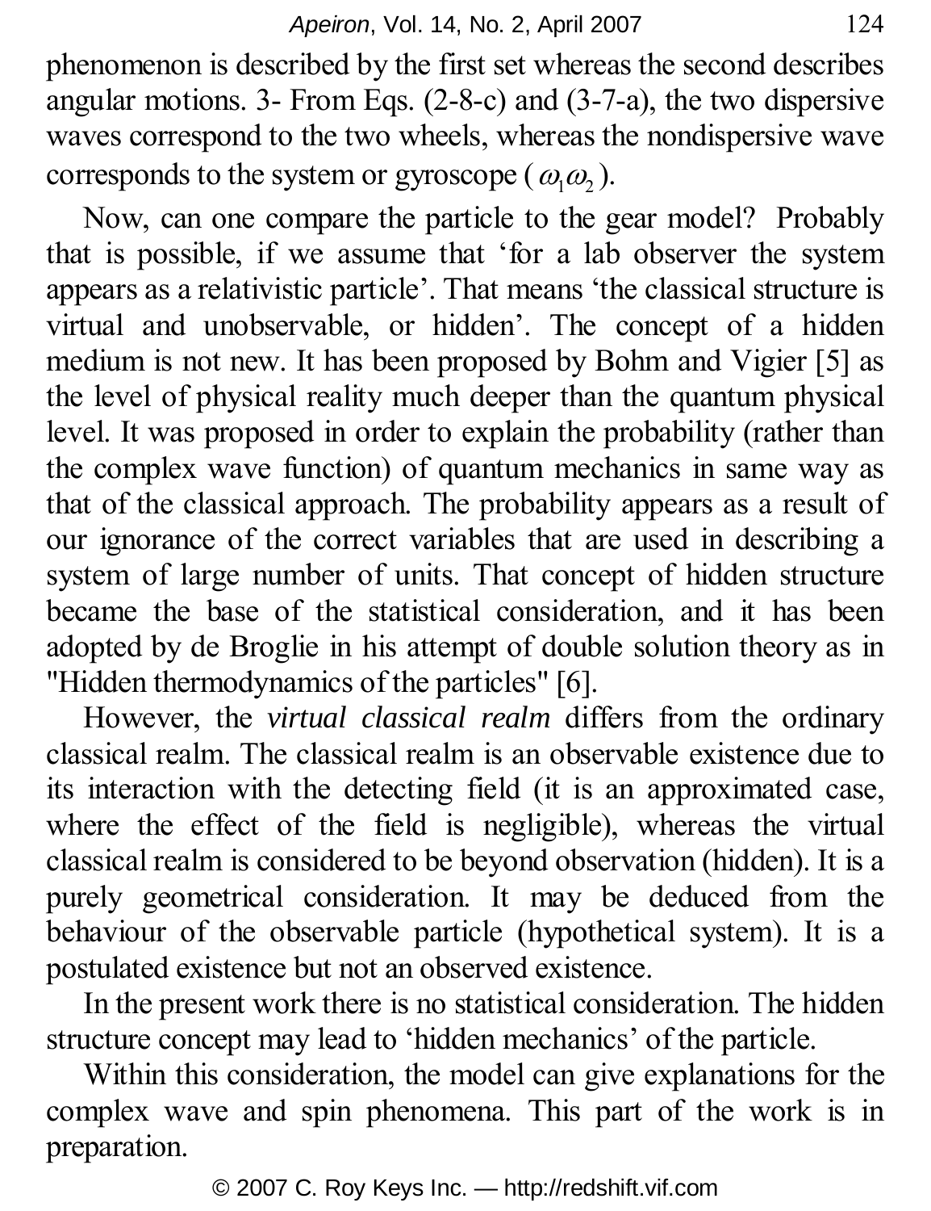phenomenon is described by the first set whereas the second describes angular motions. 3- From Eqs. (2-8-c) and (3-7-a), the two dispersive waves correspond to the two wheels, whereas the nondispersive wave corresponds to the system or gyroscope ($\omega_1\omega_2$).

Now, can one compare the particle to the gear model? Probably that is possible, if we assume that 'for a lab observer the system appears as a relativistic particle'. That means 'the classical structure is virtual and unobservable, or hidden'. The concept of a hidden medium is not new. It has been proposed by Bohm and Vigier [5] as the level of physical reality much deeper than the quantum physical level. It was proposed in order to explain the probability (rather than the complex wave function) of quantum mechanics in same way as that of the classical approach. The probability appears as a result of our ignorance of the correct variables that are used in describing a system of large number of units. That concept of hidden structure became the base of the statistical consideration, and it has been adopted by de Broglie in his attempt of double solution theory as in "Hidden thermodynamics of the particles" [6].

However, the *virtual classical realm* differs from the ordinary classical realm. The classical realm is an observable existence due to its interaction with the detecting field (it is an approximated case, where the effect of the field is negligible), whereas the virtual classical realm is considered to be beyond observation (hidden). It is a purely geometrical consideration. It may be deduced from the behaviour of the observable particle (hypothetical system). It is a postulated existence but not an observed existence.

In the present work there is no statistical consideration. The hidden structure concept may lead to 'hidden mechanics' of the particle.

Within this consideration, the model can give explanations for the complex wave and spin phenomena. This part of the work is in preparation.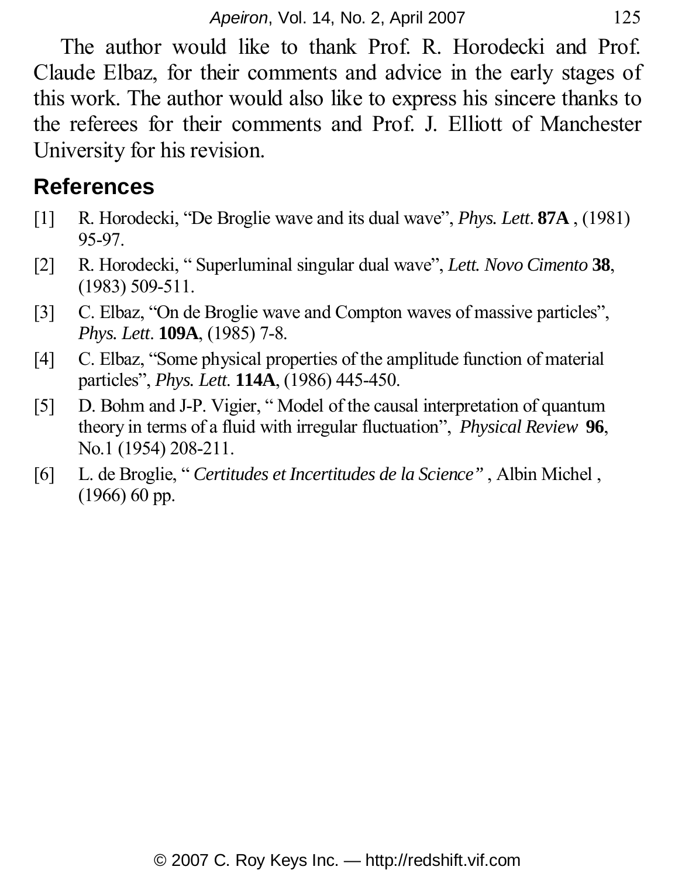The author would like to thank Prof. R. Horodecki and Prof. Claude Elbaz, for their comments and advice in the early stages of this work. The author would also like to express his sincere thanks to the referees for their comments and Prof. J. Elliott of Manchester University for his revision.

## References

[1] R. Horodecki, "De Broglie wave and its dual wave", *Phys. Lett*. **87A** , (1981) 95-97.

[2] R. Horodecki, " Superluminal singular dual wave", *Lett. Novo Cimento* **38**, (1983) 509-511.

[3] C. Elbaz, "On de Broglie wave and Compton waves of massive particles", *Phys. Lett*. **109A**, (1985) 7-8.

[4] C. Elbaz, "Some physical properties of the amplitude function of material particles", *Phys. Lett.* **114A**, (1986) 445-450.

[5] D. Bohm and J-P. Vigier, " Model of the causal interpretation of quantum theory in terms of a fluid with irregular fluctuation", *Physical Review* **96**, No.1 (1954) 208-211.

[6] L. de Broglie, " *Certitudes et Incertitudes de la Science"* , Albin Michel , (1966) 60 pp.